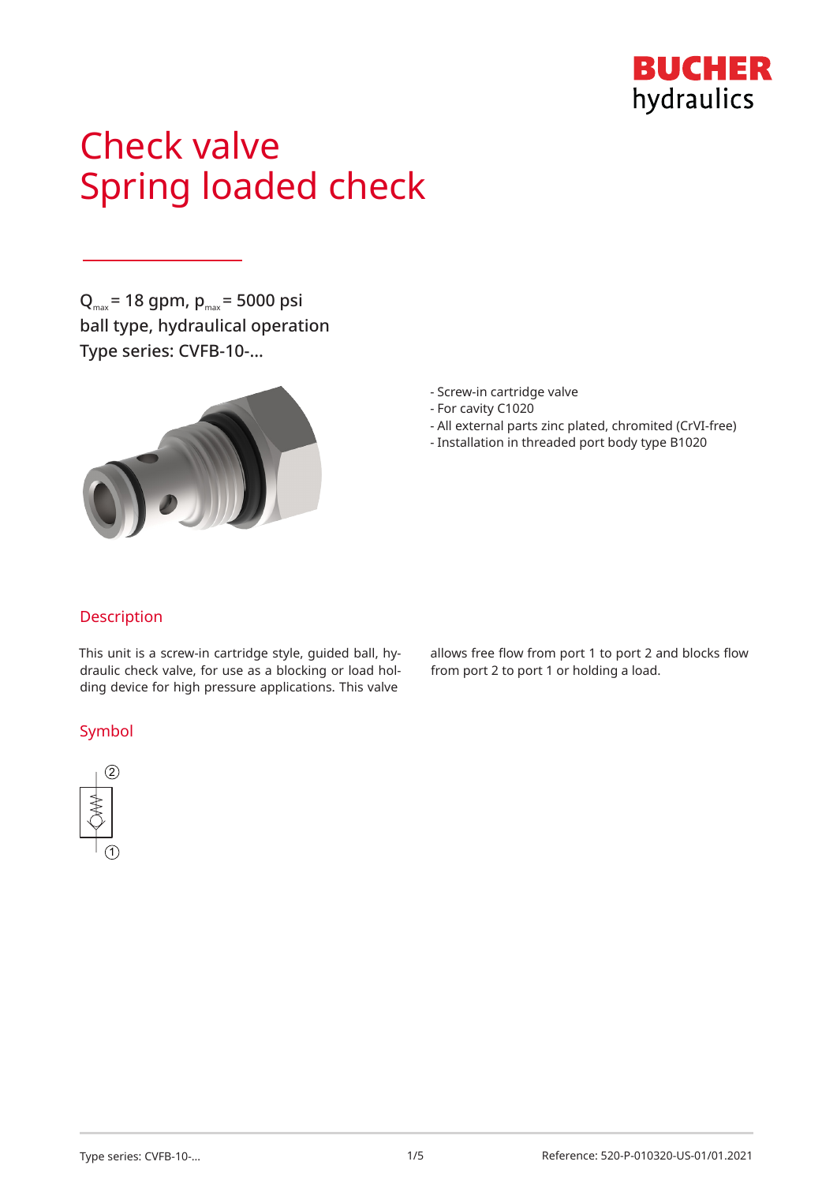BUCHER hydraulics

# Check valve
# Spring loaded check

$Q_{max}$ = 18 gpm, $p_{max}$ = 5000 psi
ball type, hydraulical operation
Type series: CVFB-10-...

- Screw-in cartridge valve
- For cavity C1020
- All external parts zinc plated, chromited (CrVI-free)
- Installation in threaded port body type B1020

## Description

This unit is a screw-in cartridge style, guided ball, hydraulic check valve, for use as a blocking or load holding device for high pressure applications. This valve allows free flow from port 1 to port 2 and blocks flow from port 2 to port 1 or holding a load.

## Symbol

②

①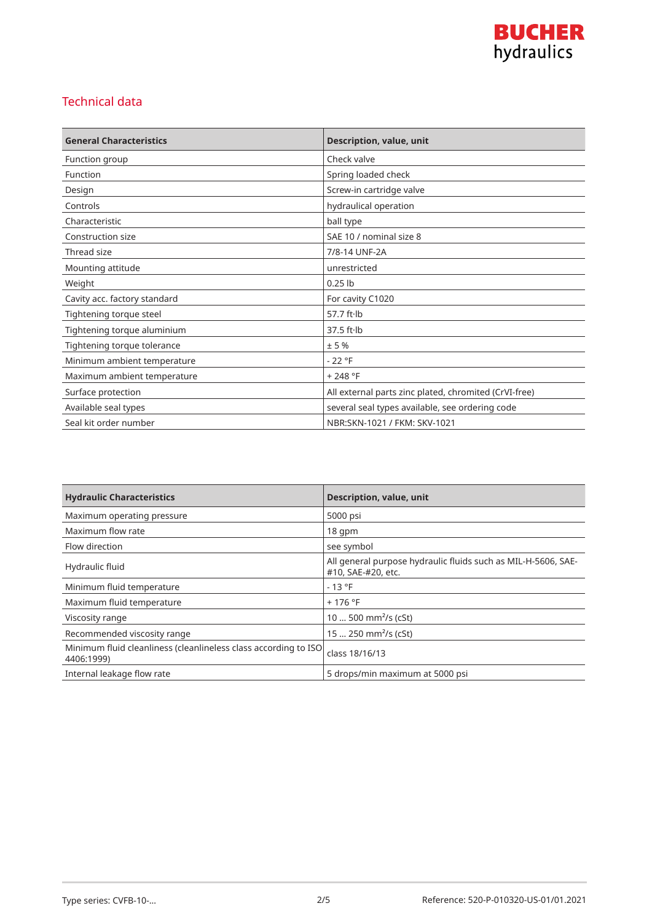## Technical data

| General Characteristics | Description, value, unit |
|---|---|
| Function group | Check valve |
| Function | Spring loaded check |
| Design | Screw-in cartridge valve |
| Controls | hydraulical operation |
| Characteristic | ball type |
| Construction size | SAE 10 / nominal size 8 |
| Thread size | 7/8-14 UNF-2A |
| Mounting attitude | unrestricted |
| Weight | 0.25 lb |
| Cavity acc. factory standard | For cavity C1020 |
| Tightening torque steel | 57.7 ft·lb |
| Tightening torque aluminium | 37.5 ft·lb |
| Tightening torque tolerance | ± 5 % |
| Minimum ambient temperature | - 22 °F |
| Maximum ambient temperature | + 248 °F |
| Surface protection | All external parts zinc plated, chromited (CrVI-free) |
| Available seal types | several seal types available, see ordering code |
| Seal kit order number | NBR:SKN-1021 / FKM: SKV-1021 |

| Hydraulic Characteristics | Description, value, unit |
|---|---|
| Maximum operating pressure | 5000 psi |
| Maximum flow rate | 18 gpm |
| Flow direction | see symbol |
| Hydraulic fluid | All general purpose hydraulic fluids such as MIL-H-5606, SAE-#10, SAE-#20, etc. |
| Minimum fluid temperature | - 13 °F |
| Maximum fluid temperature | + 176 °F |
| Viscosity range | 10 ... 500 $mm^2/s$ (cSt) |
| Recommended viscosity range | 15 ... 250 $mm^2/s$ (cSt) |
| Minimum fluid cleanliness (cleanlineless class according to ISO 4406:1999) | class 18/16/13 |
| Internal leakage flow rate | 5 drops/min maximum at 5000 psi |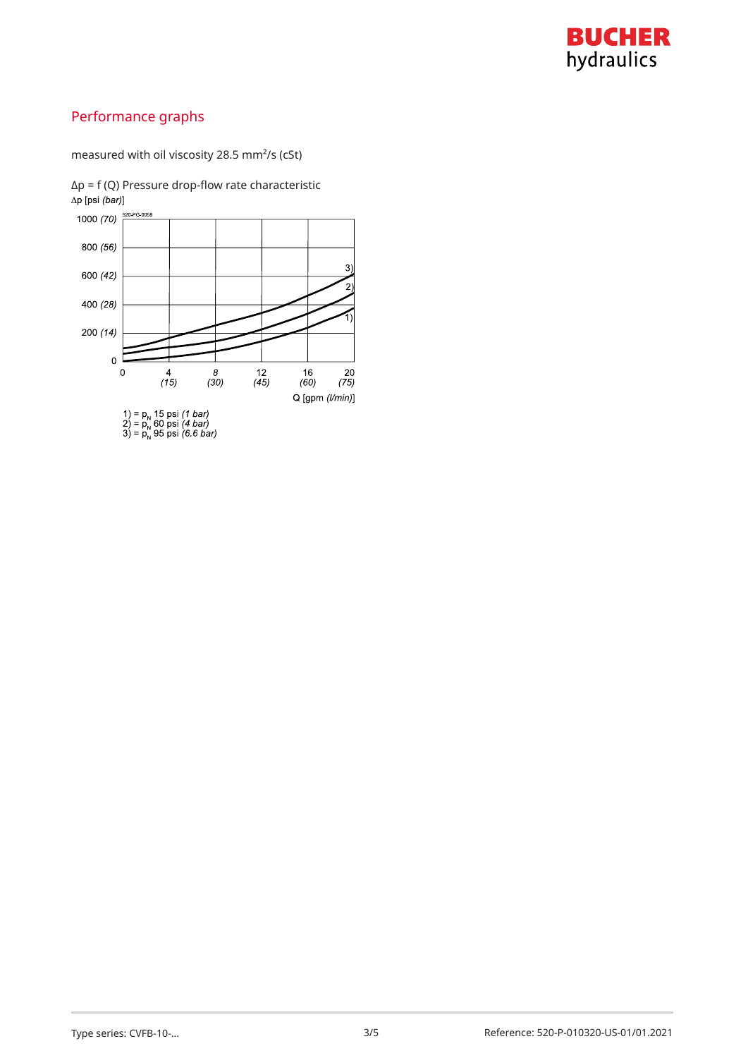## Performance graphs

measured with oil viscosity 28.5 mm²/s (cSt)

Δp = f (Q) Pressure drop-flow rate characteristic

Δp [psi *(bar)*]

520-PG-0058

Q [gpm *(l/min)*]

1) = $p_N$ 15 psi *(1 bar)*
2) = $p_N$ 60 psi *(4 bar)*
3) = $p_N$ 95 psi *(6.6 bar)*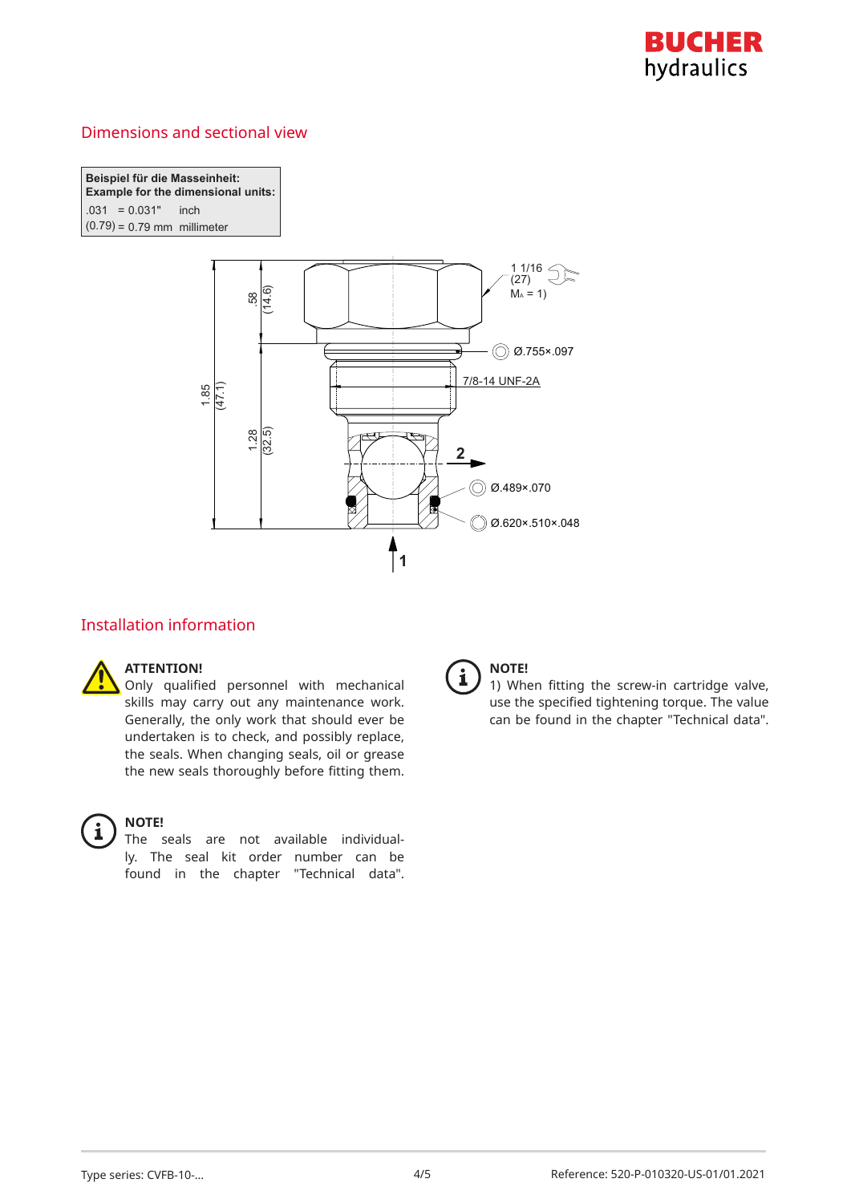## Dimensions and sectional view

| Beispiel für die Masseinheit: Example for the dimensional units: | | |
|---|---|---|
| .031 | = 0.031" | inch |
| (0.79) | = 0.79 mm | millimeter |

1 1/16 (27) $M_A$ = 1)

Ø.755×.097

7/8-14 UNF-2A

.58 (14.6)

1.85 (47.1)

1.28 (32.5)

2

Ø.489×.070

Ø.620×.510×.048

1

## Installation information

**ATTENTION!**
Only qualified personnel with mechanical skills may carry out any maintenance work. Generally, the only work that should ever be undertaken is to check, and possibly replace, the seals. When changing seals, oil or grease the new seals thoroughly before fitting them.

**NOTE!**
The seals are not available individually. The seal kit order number can be found in the chapter "Technical data".

**NOTE!**
1) When fitting the screw-in cartridge valve, use the specified tightening torque. The value can be found in the chapter "Technical data".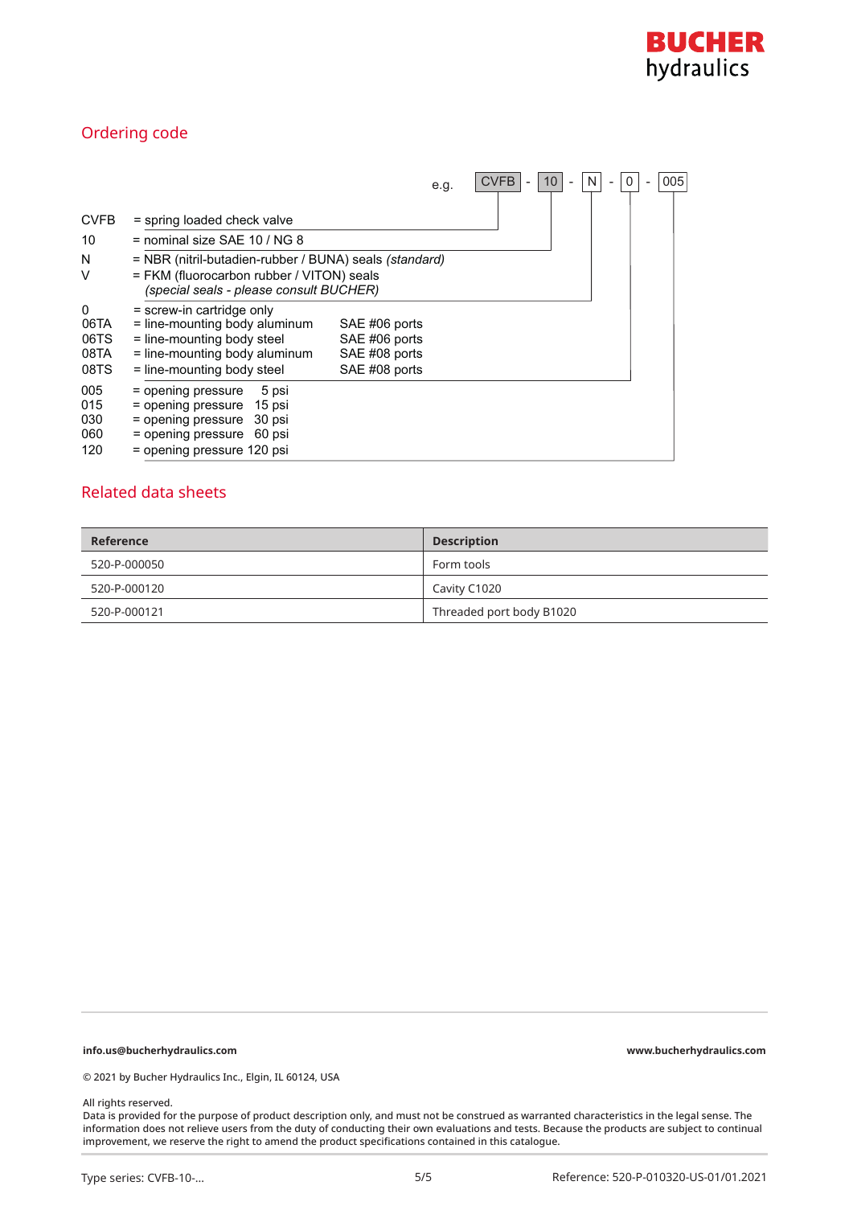## Ordering code

e.g. CVFB - 10 - N - 0 - 005

| | | |
|---|---|---|
| CVFB | = spring loaded check valve | |
| 10 | = nominal size SAE 10 / NG 8 | |
| N | = NBR (nitril-butadien-rubber / BUNA) seals *(standard)* | |
| V | = FKM (fluorocarbon rubber / VITON) seals *(special seals - please consult BUCHER)* | |
| 0 | = screw-in cartridge only | |
| 06TA | = line-mounting body aluminum | SAE #06 ports |
| 06TS | = line-mounting body steel | SAE #06 ports |
| 08TA | = line-mounting body aluminum | SAE #08 ports |
| 08TS | = line-mounting body steel | SAE #08 ports |
| 005 | = opening pressure 5 psi | |
| 015 | = opening pressure 15 psi | |
| 030 | = opening pressure 30 psi | |
| 060 | = opening pressure 60 psi | |
| 120 | = opening pressure 120 psi | |

## Related data sheets

| Reference | Description |
|---|---|
| 520-P-000050 | Form tools |
| 520-P-000120 | Cavity C1020 |
| 520-P-000121 | Threaded port body B1020 |

**info.us@bucherhydraulics.com** **www.bucherhydraulics.com**

© 2021 by Bucher Hydraulics Inc., Elgin, IL 60124, USA

All rights reserved.
Data is provided for the purpose of product description only, and must not be construed as warranted characteristics in the legal sense. The information does not relieve users from the duty of conducting their own evaluations and tests. Because the products are subject to continual improvement, we reserve the right to amend the product specifications contained in this catalogue.

Type series: CVFB-10-... Reference: 520-P-010320-US-01/01.2021